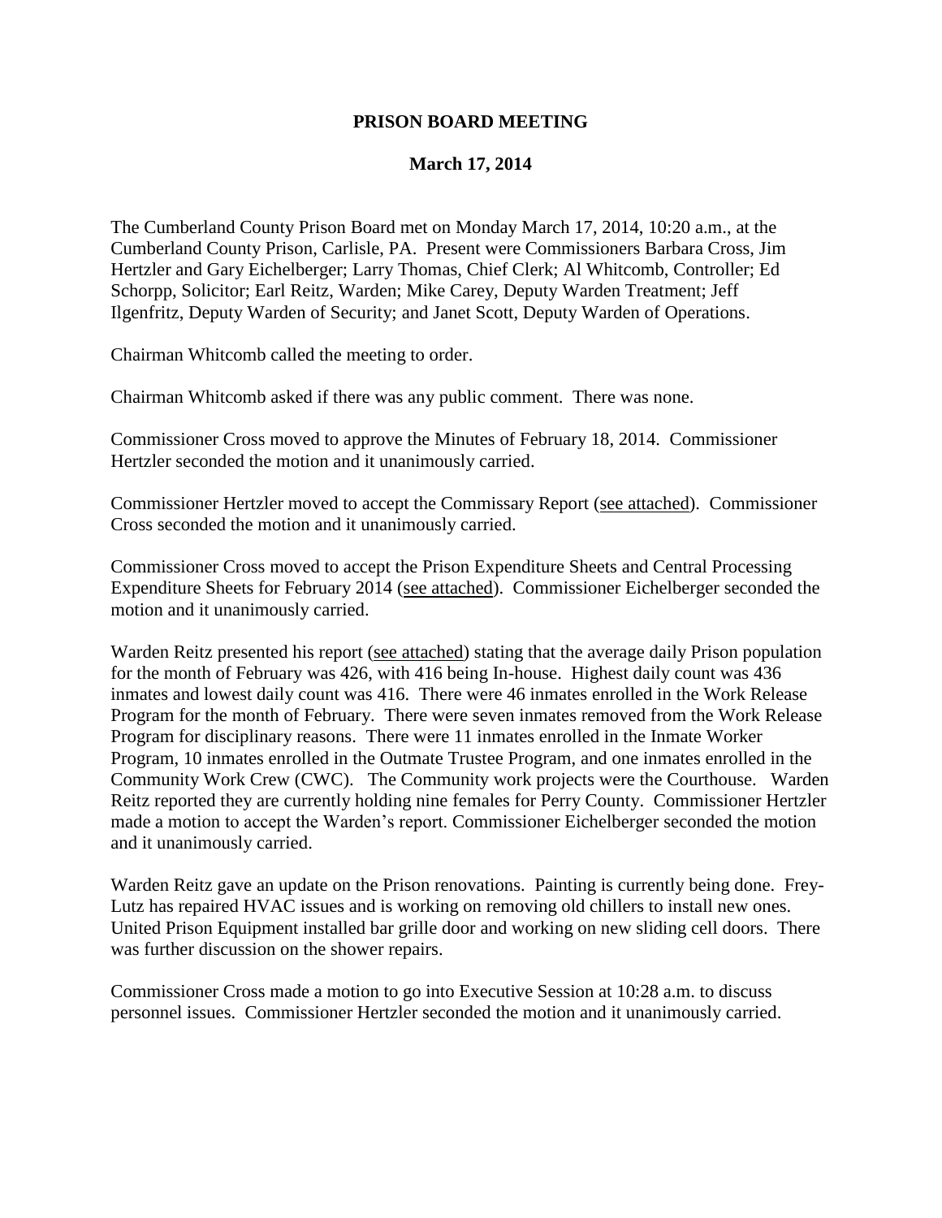# PRISON BOARD MEETING

## March 17, 2014

The Cumberland County Prison Board met on Monday March 17, 2014, 10:20 a.m., at the Cumberland County Prison, Carlisle, PA. Present were Commissioners Barbara Cross, Jim Hertzler and Gary Eichelberger; Larry Thomas, Chief Clerk; Al Whitcomb, Controller; Ed Schorpp, Solicitor; Earl Reitz, Warden; Mike Carey, Deputy Warden Treatment; Jeff Ilgenfritz, Deputy Warden of Security; and Janet Scott, Deputy Warden of Operations.

Chairman Whitcomb called the meeting to order.

Chairman Whitcomb asked if there was any public comment. There was none.

Commissioner Cross moved to approve the Minutes of February 18, 2014. Commissioner Hertzler seconded the motion and it unanimously carried.

Commissioner Hertzler moved to accept the Commissary Report (see attached). Commissioner Cross seconded the motion and it unanimously carried.

Commissioner Cross moved to accept the Prison Expenditure Sheets and Central Processing Expenditure Sheets for February 2014 (see attached). Commissioner Eichelberger seconded the motion and it unanimously carried.

Warden Reitz presented his report (see attached) stating that the average daily Prison population for the month of February was 426, with 416 being In-house. Highest daily count was 436 inmates and lowest daily count was 416. There were 46 inmates enrolled in the Work Release Program for the month of February. There were seven inmates removed from the Work Release Program for disciplinary reasons. There were 11 inmates enrolled in the Inmate Worker Program, 10 inmates enrolled in the Outmate Trustee Program, and one inmates enrolled in the Community Work Crew (CWC). The Community work projects were the Courthouse. Warden Reitz reported they are currently holding nine females for Perry County. Commissioner Hertzler made a motion to accept the Warden's report. Commissioner Eichelberger seconded the motion and it unanimously carried.

Warden Reitz gave an update on the Prison renovations. Painting is currently being done. Frey-Lutz has repaired HVAC issues and is working on removing old chillers to install new ones. United Prison Equipment installed bar grille door and working on new sliding cell doors. There was further discussion on the shower repairs.

Commissioner Cross made a motion to go into Executive Session at 10:28 a.m. to discuss personnel issues. Commissioner Hertzler seconded the motion and it unanimously carried.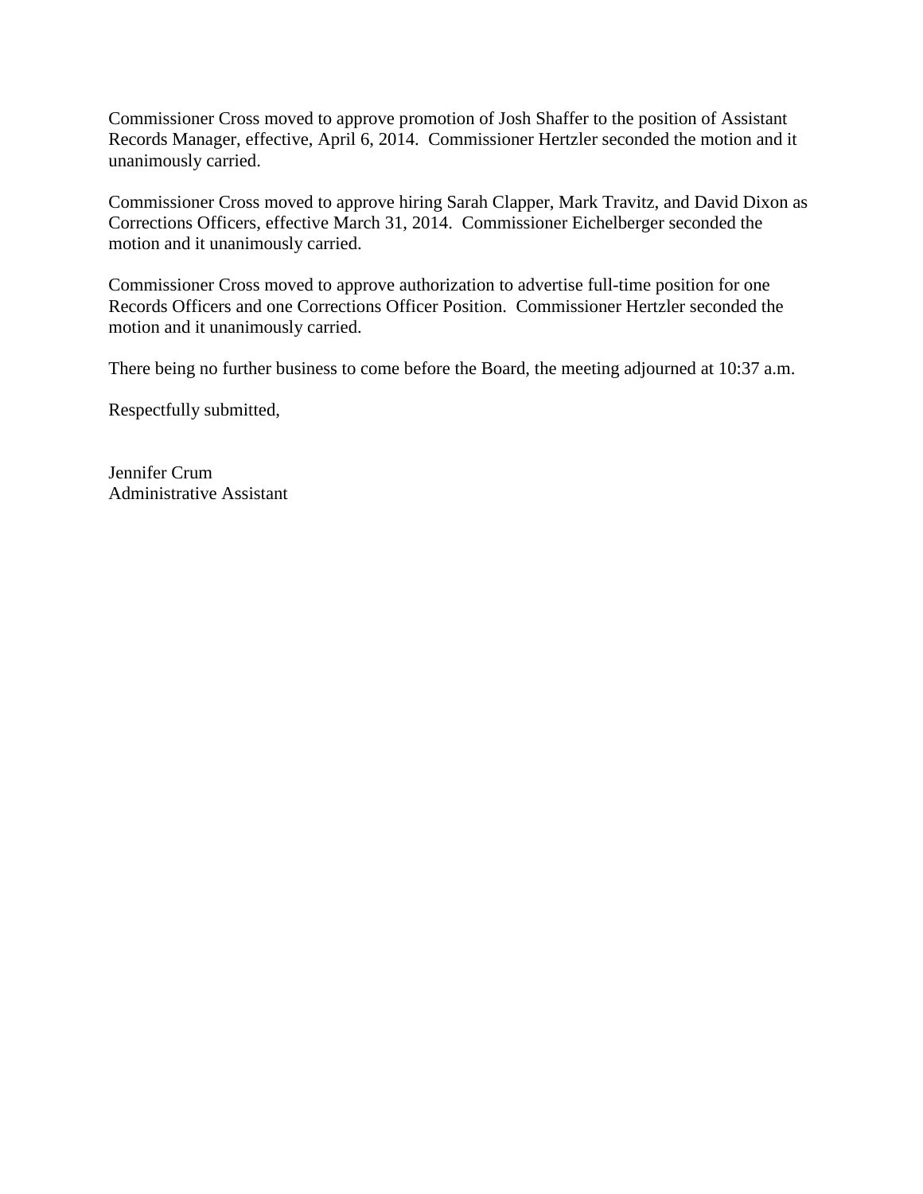Commissioner Cross moved to approve promotion of Josh Shaffer to the position of Assistant Records Manager, effective, April 6, 2014. Commissioner Hertzler seconded the motion and it unanimously carried.

Commissioner Cross moved to approve hiring Sarah Clapper, Mark Travitz, and David Dixon as Corrections Officers, effective March 31, 2014. Commissioner Eichelberger seconded the motion and it unanimously carried.

Commissioner Cross moved to approve authorization to advertise full-time position for one Records Officers and one Corrections Officer Position. Commissioner Hertzler seconded the motion and it unanimously carried.

There being no further business to come before the Board, the meeting adjourned at 10:37 a.m.

Respectfully submitted,

Jennifer Crum
Administrative Assistant